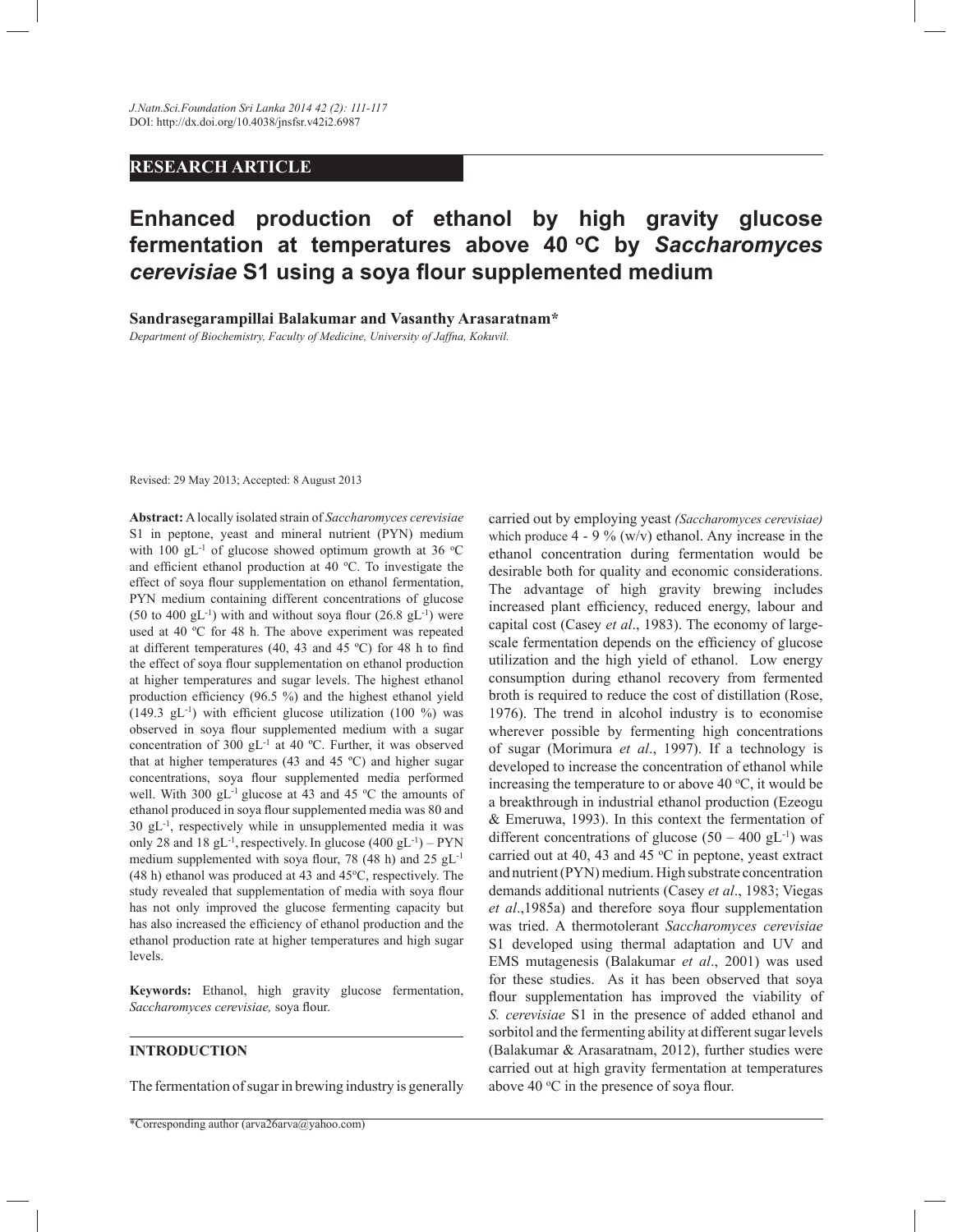RESEARCH ARTICLE

# Enhanced production of ethanol by high gravity glucose fermentation at temperatures above 40 °C by *Saccharomyces cerevisiae* S1 using a soya flour supplemented medium

**Sandrasegarampillai Balakumar and Vasanthy Arasaratnam***

*Department of Biochemistry, Faculty of Medicine, University of Jaffna, Kokuvil.*

Revised: 29 May 2013; Accepted: 8 August 2013

**Abstract:** A locally isolated strain of *Saccharomyces cerevisiae* S1 in peptone, yeast and mineral nutrient (PYN) medium with 100 $gL^{-1}$ of glucose showed optimum growth at 36 °C and efficient ethanol production at 40 °C. To investigate the effect of soya flour supplementation on ethanol fermentation, PYN medium containing different concentrations of glucose (50 to 400 $gL^{-1}$) with and without soya flour (26.8 $gL^{-1}$) were used at 40 ºC for 48 h. The above experiment was repeated at different temperatures (40, 43 and 45 ºC) for 48 h to find the effect of soya flour supplementation on ethanol production at higher temperatures and sugar levels. The highest ethanol production efficiency (96.5 %) and the highest ethanol yield (149.3 $gL^{-1}$) with efficient glucose utilization (100 %) was observed in soya flour supplemented medium with a sugar concentration of 300 $gL^{-1}$ at 40 ºC. Further, it was observed that at higher temperatures (43 and 45 ºC) and higher sugar concentrations, soya flour supplemented media performed well. With 300 $gL^{-1}$ glucose at 43 and 45 ºC the amounts of ethanol produced in soya flour supplemented media was 80 and 30 $gL^{-1}$, respectively while in unsupplemented media it was only 28 and 18 $gL^{-1}$, respectively. In glucose (400 $gL^{-1}$) – PYN medium supplemented with soya flour, 78 (48 h) and 25 $gL^{-1}$ (48 h) ethanol was produced at 43 and 45°C, respectively. The study revealed that supplementation of media with soya flour has not only improved the glucose fermenting capacity but has also increased the efficiency of ethanol production and the ethanol production rate at higher temperatures and high sugar levels.

**Keywords:** Ethanol, high gravity glucose fermentation, *Saccharomyces cerevisiae,* soya flour.

## INTRODUCTION

The fermentation of sugar in brewing industry is generally carried out by employing yeast *(Saccharomyces cerevisiae)* which produce 4 - 9 % (w/v) ethanol. Any increase in the ethanol concentration during fermentation would be desirable both for quality and economic considerations. The advantage of high gravity brewing includes increased plant efficiency, reduced energy, labour and capital cost (Casey *et al*., 1983). The economy of large-scale fermentation depends on the efficiency of glucose utilization and the high yield of ethanol. Low energy consumption during ethanol recovery from fermented broth is required to reduce the cost of distillation (Rose, 1976). The trend in alcohol industry is to economise wherever possible by fermenting high concentrations of sugar (Morimura *et al*., 1997). If a technology is developed to increase the concentration of ethanol while increasing the temperature to or above 40 °C, it would be a breakthrough in industrial ethanol production (Ezeogu & Emeruwa, 1993). In this context the fermentation of different concentrations of glucose (50 – 400 $gL^{-1}$) was carried out at 40, 43 and 45 °C in peptone, yeast extract and nutrient (PYN) medium. High substrate concentration demands additional nutrients (Casey *et al*., 1983; Viegas *et al*.,1985a) and therefore soya flour supplementation was tried. A thermotolerant *Saccharomyces cerevisiae* S1 developed using thermal adaptation and UV and EMS mutagenesis (Balakumar *et al*., 2001) was used for these studies. As it has been observed that soya flour supplementation has improved the viability of *S. cerevisiae* S1 in the presence of added ethanol and sorbitol and the fermenting ability at different sugar levels (Balakumar & Arasaratnam, 2012), further studies were carried out at high gravity fermentation at temperatures above 40 °C in the presence of soya flour.

*Corresponding author (arva26arva@yahoo.com)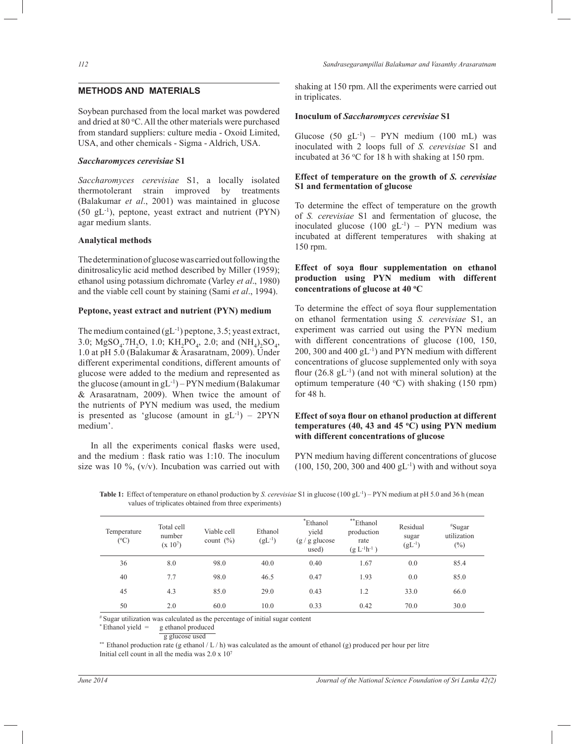## METHODS AND MATERIALS

Soybean purchased from the local market was powdered and dried at 80 °C. All the other materials were purchased from standard suppliers: culture media - Oxoid Limited, USA, and other chemicals - Sigma - Aldrich, USA.

### *Saccharomyces cerevisiae* S1

*Saccharomyces cerevisiae* S1, a locally isolated thermotolerant strain improved by treatments (Balakumar *et al*., 2001) was maintained in glucose (50 $gL^{-1}$), peptone, yeast extract and nutrient (PYN) agar medium slants.

### Analytical methods

The determination of glucose was carried out following the dinitrosalicylic acid method described by Miller (1959); ethanol using potassium dichromate (Varley *et al*., 1980) and the viable cell count by staining (Sami *et al*., 1994).

### Peptone, yeast extract and nutrient (PYN) medium

The medium contained ($gL^{-1}$) peptone, 3.5; yeast extract, 3.0; $MgSO_4.7H_2O$, 1.0; $KH_2PO_4$, 2.0; and $(NH_4)_2SO_4$, 1.0 at pH 5.0 (Balakumar & Arasaratnam, 2009). Under different experimental conditions, different amounts of glucose were added to the medium and represented as the glucose (amount in $gL^{-1}$) – PYN medium (Balakumar & Arasaratnam, 2009). When twice the amount of the nutrients of PYN medium was used, the medium is presented as 'glucose (amount in $gL^{-1}$) – 2PYN medium'.

In all the experiments conical flasks were used, and the medium : flask ratio was 1:10. The inoculum size was 10 %, (v/v). Incubation was carried out with shaking at 150 rpm. All the experiments were carried out in triplicates.

### Inoculum of *Saccharomyces cerevisiae* S1

Glucose (50 $gL^{-1}$) – PYN medium (100 mL) was inoculated with 2 loops full of *S. cerevisiae* S1 and incubated at 36 °C for 18 h with shaking at 150 rpm.

### Effect of temperature on the growth of *S. cerevisiae* S1 and fermentation of glucose

To determine the effect of temperature on the growth of *S. cerevisiae* S1 and fermentation of glucose, the inoculated glucose (100 $gL^{-1}$) – PYN medium was incubated at different temperatures with shaking at 150 rpm.

### Effect of soya flour supplementation on ethanol production using PYN medium with different concentrations of glucose at 40 °C

To determine the effect of soya flour supplementation on ethanol fermentation using *S. cerevisiae* S1, an experiment was carried out using the PYN medium with different concentrations of glucose (100, 150, 200, 300 and 400 $gL^{-1}$) and PYN medium with different concentrations of glucose supplemented only with soya flour (26.8 $gL^{-1}$) (and not with mineral solution) at the optimum temperature (40 °C) with shaking (150 rpm) for 48 h.

### Effect of soya flour on ethanol production at different temperatures (40, 43 and 45 °C) using PYN medium with different concentrations of glucose

PYN medium having different concentrations of glucose (100, 150, 200, 300 and 400 $gL^{-1}$) with and without soya

**Table 1:** Effect of temperature on ethanol production by *S. cerevisiae* S1 in glucose (100 $gL^{-1}$) – PYN medium at pH 5.0 and 36 h (mean values of triplicates obtained from three experiments)

| Temperature (°C) | Total cell number (x $10^7$) | Viable cell count (%) | Ethanol ($gL^{-1}$) | *Ethanol yield (g / g glucose used) | **Ethanol production rate ($g L^{-1}h^{-1}$) | Residual sugar ($gL^{-1}$) | #Sugar utilization (%) |
|---|---|---|---|---|---|---|---|
| 36 | 8.0 | 98.0 | 40.0 | 0.40 | 1.67 | 0.0 | 85.4 |
| 40 | 7.7 | 98.0 | 46.5 | 0.47 | 1.93 | 0.0 | 85.0 |
| 45 | 4.3 | 85.0 | 29.0 | 0.43 | 1.2 | 33.0 | 66.0 |
| 50 | 2.0 | 60.0 | 10.0 | 0.33 | 0.42 | 70.0 | 30.0 |

# Sugar utilization was calculated as the percentage of initial sugar content

* Ethanol yield = $\frac{\text{g ethanol produced}}{\text{g glucose used}}$

** Ethanol production rate (g ethanol / L / h) was calculated as the amount of ethanol (g) produced per hour per litre

Initial cell count in all the media was 2.0 x $10^7$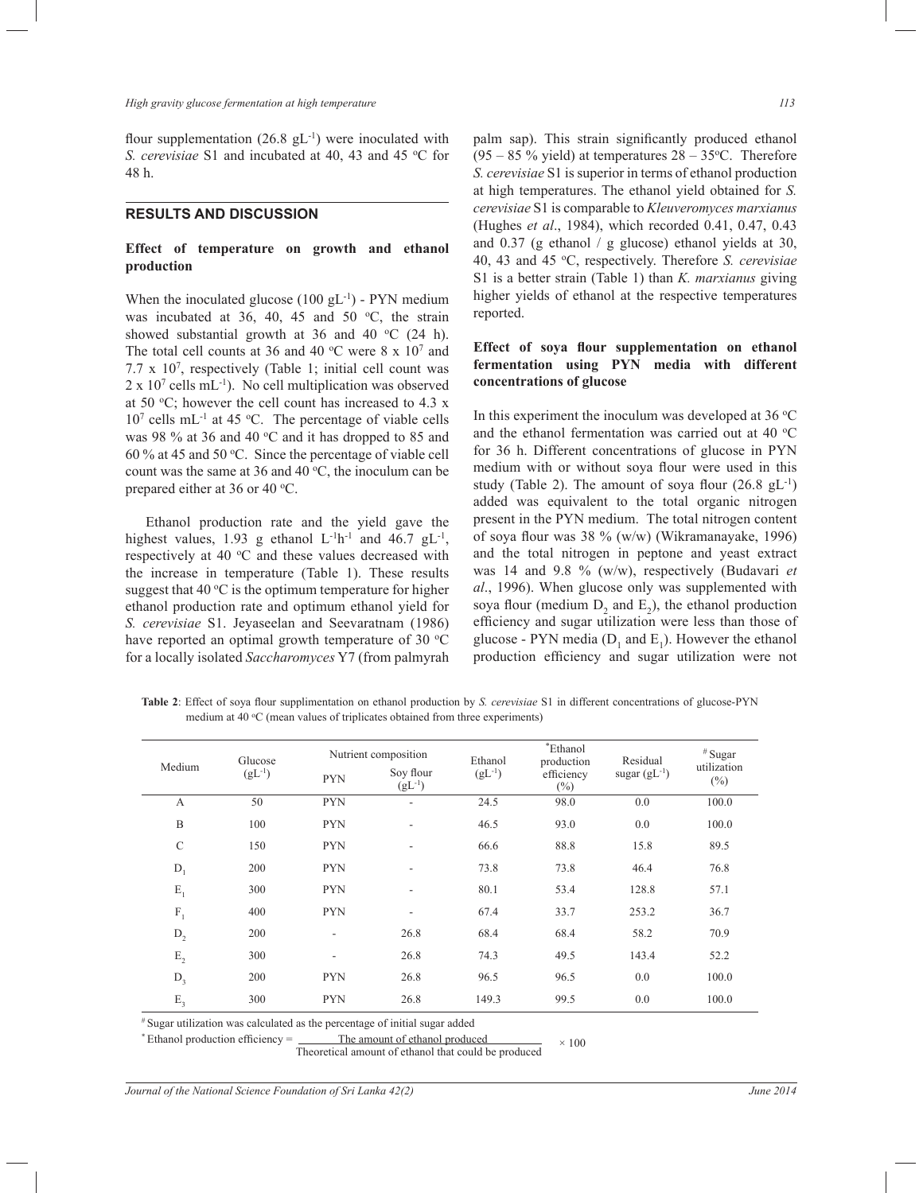flour supplementation (26.8 $gL^{-1}$) were inoculated with *S. cerevisiae* S1 and incubated at 40, 43 and 45 °C for 48 h.

## RESULTS AND DISCUSSION

### Effect of temperature on growth and ethanol production

When the inoculated glucose (100 $gL^{-1}$) - PYN medium was incubated at 36, 40, 45 and 50 °C, the strain showed substantial growth at 36 and 40 °C (24 h). The total cell counts at 36 and 40 °C were $8 \times 10^7$ and $7.7 \times 10^7$, respectively (Table 1; initial cell count was $2 \times 10^7$ cells $mL^{-1}$). No cell multiplication was observed at 50 °C; however the cell count has increased to $4.3 \times 10^7$ cells $mL^{-1}$ at 45 °C. The percentage of viable cells was 98 % at 36 and 40 °C and it has dropped to 85 and 60 % at 45 and 50 °C. Since the percentage of viable cell count was the same at 36 and 40 °C, the inoculum can be prepared either at 36 or 40 °C.

Ethanol production rate and the yield gave the highest values, 1.93 g ethanol $L^{-1}h^{-1}$ and 46.7 $gL^{-1}$, respectively at 40 °C and these values decreased with the increase in temperature (Table 1). These results suggest that 40 °C is the optimum temperature for higher ethanol production rate and optimum ethanol yield for *S. cerevisiae* S1. Jeyaseelan and Seevaratnam (1986) have reported an optimal growth temperature of 30 °C for a locally isolated *Saccharomyces* Y7 (from palmyrah palm sap). This strain significantly produced ethanol (95 – 85 % yield) at temperatures 28 – 35°C. Therefore *S. cerevisiae* S1 is superior in terms of ethanol production at high temperatures. The ethanol yield obtained for *S. cerevisiae* S1 is comparable to *Kleuveromyces marxianus* (Hughes *et al*., 1984), which recorded 0.41, 0.47, 0.43 and 0.37 (g ethanol / g glucose) ethanol yields at 30, 40, 43 and 45 °C, respectively. Therefore *S. cerevisiae* S1 is a better strain (Table 1) than *K. marxianus* giving higher yields of ethanol at the respective temperatures reported.

### Effect of soya flour supplementation on ethanol fermentation using PYN media with different concentrations of glucose

In this experiment the inoculum was developed at 36 °C and the ethanol fermentation was carried out at 40 °C for 36 h. Different concentrations of glucose in PYN medium with or without soya flour were used in this study (Table 2). The amount of soya flour (26.8 $gL^{-1}$) added was equivalent to the total organic nitrogen present in the PYN medium. The total nitrogen content of soya flour was 38 % (w/w) (Wikramanayake, 1996) and the total nitrogen in peptone and yeast extract was 14 and 9.8 % (w/w), respectively (Budavari *et al*., 1996). When glucose only was supplemented with soya flour (medium $D_2$ and $E_2$), the ethanol production efficiency and sugar utilization were less than those of glucose - PYN media ($D_1$ and $E_1$). However the ethanol production efficiency and sugar utilization were not

**Table 2**: Effect of soya flour supplimentation on ethanol production by *S. cerevisiae* S1 in different concentrations of glucose-PYN medium at 40 °C (mean values of triplicates obtained from three experiments)

| Medium | Glucose ($gL^{-1}$) | Nutrient composition | | Ethanol ($gL^{-1}$) | *Ethanol production efficiency (%) | Residual sugar ($gL^{-1}$) | #Sugar utilization (%) |
|---|---|---|---|---|---|---|---|
| | | PYN | Soy flour ($gL^{-1}$) | | | | |
| A | 50 | PYN | - | 24.5 | 98.0 | 0.0 | 100.0 |
| B | 100 | PYN | - | 46.5 | 93.0 | 0.0 | 100.0 |
| C | 150 | PYN | - | 66.6 | 88.8 | 15.8 | 89.5 |
| $D_1$ | 200 | PYN | - | 73.8 | 73.8 | 46.4 | 76.8 |
| $E_1$ | 300 | PYN | - | 80.1 | 53.4 | 128.8 | 57.1 |
| $F_1$ | 400 | PYN | - | 67.4 | 33.7 | 253.2 | 36.7 |
| $D_2$ | 200 | - | 26.8 | 68.4 | 68.4 | 58.2 | 70.9 |
| $E_2$ | 300 | - | 26.8 | 74.3 | 49.5 | 143.4 | 52.2 |
| $D_3$ | 200 | PYN | 26.8 | 96.5 | 96.5 | 0.0 | 100.0 |
| $E_3$ | 300 | PYN | 26.8 | 149.3 | 99.5 | 0.0 | 100.0 |

# Sugar utilization was calculated as the percentage of initial sugar added

$$^{*}\text{Ethanol production efficiency} = \frac{\text{The amount of ethanol produced}}{\text{Theoretical amount of ethanol that could be produced}} \times 100$$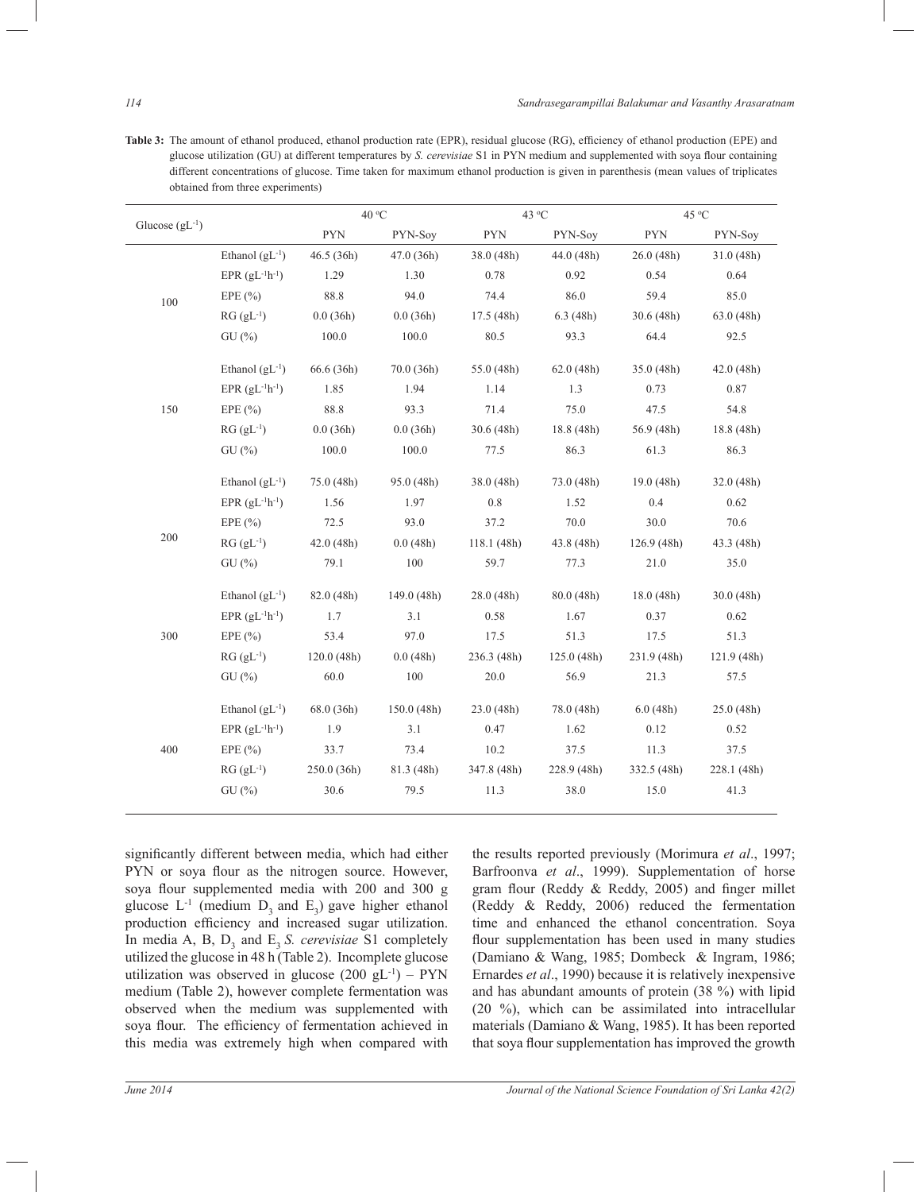**Table 3:** The amount of ethanol produced, ethanol production rate (EPR), residual glucose (RG), efficiency of ethanol production (EPE) and glucose utilization (GU) at different temperatures by *S. cerevisiae* S1 in PYN medium and supplemented with soya flour containing different concentrations of glucose. Time taken for maximum ethanol production is given in parenthesis (mean values of triplicates obtained from three experiments)

| Glucose ($gL^{-1}$) | | 40 °C | | 43 °C | | 45 °C | |
|---|---|---|---|---|---|---|---|
| | | PYN | PYN-Soy | PYN | PYN-Soy | PYN | PYN-Soy |
| 100 | Ethanol ($gL^{-1}$) | 46.5 (36h) | 47.0 (36h) | 38.0 (48h) | 44.0 (48h) | 26.0 (48h) | 31.0 (48h) |
| | EPR ($gL^{-1}h^{-1}$) | 1.29 | 1.30 | 0.78 | 0.92 | 0.54 | 0.64 |
| | EPE (%) | 88.8 | 94.0 | 74.4 | 86.0 | 59.4 | 85.0 |
| | RG ($gL^{-1}$) | 0.0 (36h) | 0.0 (36h) | 17.5 (48h) | 6.3 (48h) | 30.6 (48h) | 63.0 (48h) |
| | GU (%) | 100.0 | 100.0 | 80.5 | 93.3 | 64.4 | 92.5 |
| 150 | Ethanol ($gL^{-1}$) | 66.6 (36h) | 70.0 (36h) | 55.0 (48h) | 62.0 (48h) | 35.0 (48h) | 42.0 (48h) |
| | EPR ($gL^{-1}h^{-1}$) | 1.85 | 1.94 | 1.14 | 1.3 | 0.73 | 0.87 |
| | EPE (%) | 88.8 | 93.3 | 71.4 | 75.0 | 47.5 | 54.8 |
| | RG ($gL^{-1}$) | 0.0 (36h) | 0.0 (36h) | 30.6 (48h) | 18.8 (48h) | 56.9 (48h) | 18.8 (48h) |
| | GU (%) | 100.0 | 100.0 | 77.5 | 86.3 | 61.3 | 86.3 |
| 200 | Ethanol ($gL^{-1}$) | 75.0 (48h) | 95.0 (48h) | 38.0 (48h) | 73.0 (48h) | 19.0 (48h) | 32.0 (48h) |
| | EPR ($gL^{-1}h^{-1}$) | 1.56 | 1.97 | 0.8 | 1.52 | 0.4 | 0.62 |
| | EPE (%) | 72.5 | 93.0 | 37.2 | 70.0 | 30.0 | 70.6 |
| | RG ($gL^{-1}$) | 42.0 (48h) | 0.0 (48h) | 118.1 (48h) | 43.8 (48h) | 126.9 (48h) | 43.3 (48h) |
| | GU (%) | 79.1 | 100 | 59.7 | 77.3 | 21.0 | 35.0 |
| 300 | Ethanol ($gL^{-1}$) | 82.0 (48h) | 149.0 (48h) | 28.0 (48h) | 80.0 (48h) | 18.0 (48h) | 30.0 (48h) |
| | EPR ($gL^{-1}h^{-1}$) | 1.7 | 3.1 | 0.58 | 1.67 | 0.37 | 0.62 |
| | EPE (%) | 53.4 | 97.0 | 17.5 | 51.3 | 17.5 | 51.3 |
| | RG ($gL^{-1}$) | 120.0 (48h) | 0.0 (48h) | 236.3 (48h) | 125.0 (48h) | 231.9 (48h) | 121.9 (48h) |
| | GU (%) | 60.0 | 100 | 20.0 | 56.9 | 21.3 | 57.5 |
| 400 | Ethanol ($gL^{-1}$) | 68.0 (36h) | 150.0 (48h) | 23.0 (48h) | 78.0 (48h) | 6.0 (48h) | 25.0 (48h) |
| | EPR ($gL^{-1}h^{-1}$) | 1.9 | 3.1 | 0.47 | 1.62 | 0.12 | 0.52 |
| | EPE (%) | 33.7 | 73.4 | 10.2 | 37.5 | 11.3 | 37.5 |
| | RG ($gL^{-1}$) | 250.0 (36h) | 81.3 (48h) | 347.8 (48h) | 228.9 (48h) | 332.5 (48h) | 228.1 (48h) |
| | GU (%) | 30.6 | 79.5 | 11.3 | 38.0 | 15.0 | 41.3 |

significantly different between media, which had either PYN or soya flour as the nitrogen source. However, soya flour supplemented media with 200 and 300 g glucose $L^{-1}$ (medium $D_3$ and $E_3$) gave higher ethanol production efficiency and increased sugar utilization. In media A, B, $D_3$ and $E_3$ *S. cerevisiae* S1 completely utilized the glucose in 48 h (Table 2). Incomplete glucose utilization was observed in glucose (200 $gL^{-1}$) – PYN medium (Table 2), however complete fermentation was observed when the medium was supplemented with soya flour. The efficiency of fermentation achieved in this media was extremely high when compared with the results reported previously (Morimura *et al*., 1997; Barfroonva *et al*., 1999). Supplementation of horse gram flour (Reddy & Reddy, 2005) and finger millet (Reddy & Reddy, 2006) reduced the fermentation time and enhanced the ethanol concentration. Soya flour supplementation has been used in many studies (Damiano & Wang, 1985; Dombeck & Ingram, 1986; Ernardes *et al*., 1990) because it is relatively inexpensive and has abundant amounts of protein (38 %) with lipid (20 %), which can be assimilated into intracellular materials (Damiano & Wang, 1985). It has been reported that soya flour supplementation has improved the growth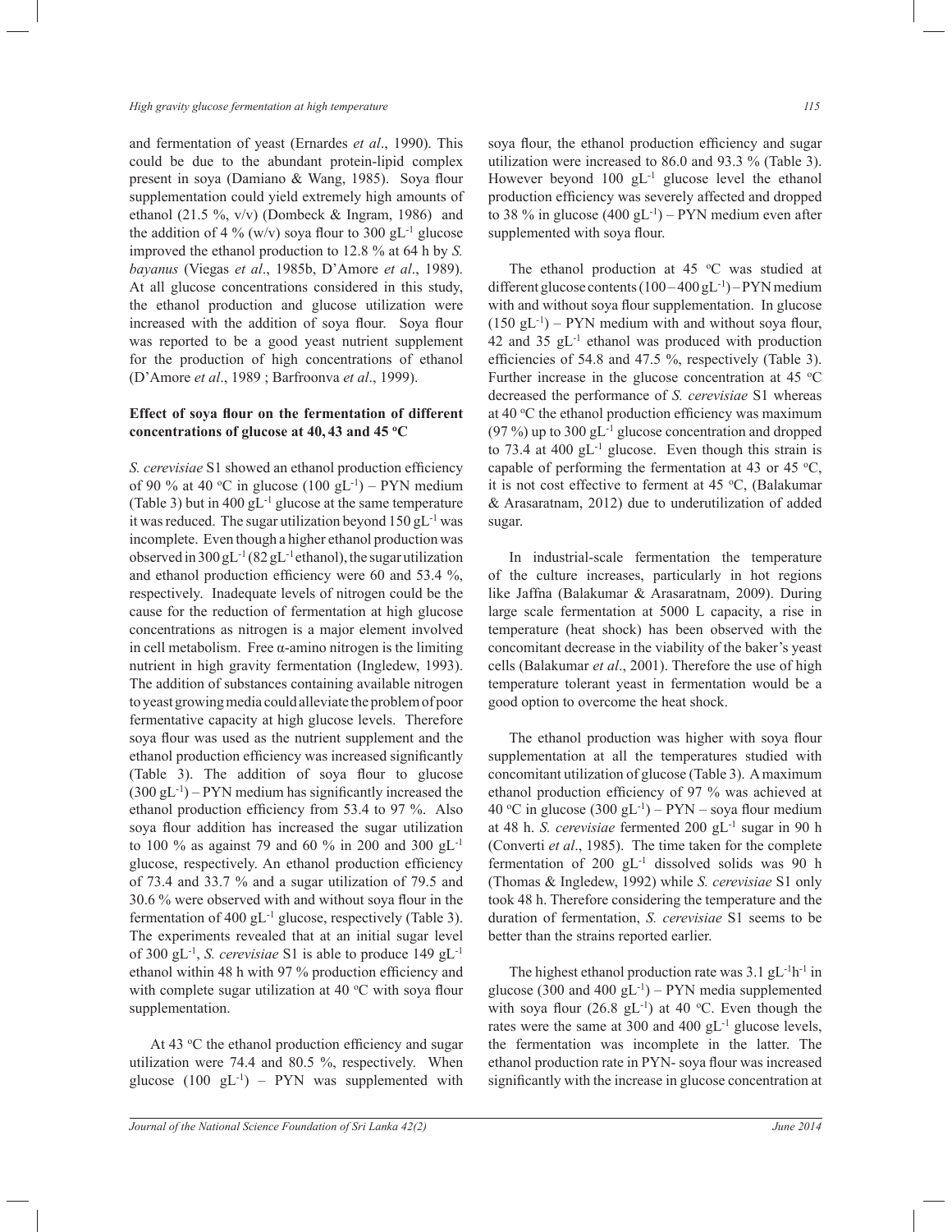and fermentation of yeast (Ernardes *et al*., 1990). This could be due to the abundant protein-lipid complex present in soya (Damiano & Wang, 1985). Soya flour supplementation could yield extremely high amounts of ethanol (21.5 %, v/v) (Dombeck & Ingram, 1986) and the addition of 4 % (w/v) soya flour to 300 $gL^{-1}$ glucose improved the ethanol production to 12.8 % at 64 h by *S. bayanus* (Viegas *et al*., 1985b, D'Amore *et al*., 1989). At all glucose concentrations considered in this study, the ethanol production and glucose utilization were increased with the addition of soya flour. Soya flour was reported to be a good yeast nutrient supplement for the production of high concentrations of ethanol (D'Amore *et al*., 1989 ; Barfroonva *et al*., 1999).

## Effect of soya flour on the fermentation of different concentrations of glucose at 40, 43 and 45 °C

*S. cerevisiae* S1 showed an ethanol production efficiency of 90 % at 40 °C in glucose (100 $gL^{-1}$) – PYN medium (Table 3) but in 400 $gL^{-1}$ glucose at the same temperature it was reduced. The sugar utilization beyond 150 $gL^{-1}$ was incomplete. Even though a higher ethanol production was observed in 300 $gL^{-1}$ (82 $gL^{-1}$ ethanol), the sugar utilization and ethanol production efficiency were 60 and 53.4 %, respectively. Inadequate levels of nitrogen could be the cause for the reduction of fermentation at high glucose concentrations as nitrogen is a major element involved in cell metabolism. Free α-amino nitrogen is the limiting nutrient in high gravity fermentation (Ingledew, 1993). The addition of substances containing available nitrogen to yeast growing media could alleviate the problem of poor fermentative capacity at high glucose levels. Therefore soya flour was used as the nutrient supplement and the ethanol production efficiency was increased significantly (Table 3). The addition of soya flour to glucose (300 $gL^{-1}$) – PYN medium has significantly increased the ethanol production efficiency from 53.4 to 97 %. Also soya flour addition has increased the sugar utilization to 100 % as against 79 and 60 % in 200 and 300 $gL^{-1}$ glucose, respectively. An ethanol production efficiency of 73.4 and 33.7 % and a sugar utilization of 79.5 and 30.6 % were observed with and without soya flour in the fermentation of 400 $gL^{-1}$ glucose, respectively (Table 3). The experiments revealed that at an initial sugar level of 300 $gL^{-1}$, *S. cerevisiae* S1 is able to produce 149 $gL^{-1}$ ethanol within 48 h with 97 % production efficiency and with complete sugar utilization at 40 °C with soya flour supplementation.

At 43 °C the ethanol production efficiency and sugar utilization were 74.4 and 80.5 %, respectively. When glucose (100 $gL^{-1}$) – PYN was supplemented with soya flour, the ethanol production efficiency and sugar utilization were increased to 86.0 and 93.3 % (Table 3). However beyond 100 $gL^{-1}$ glucose level the ethanol production efficiency was severely affected and dropped to 38 % in glucose (400 $gL^{-1}$) – PYN medium even after supplemented with soya flour.

The ethanol production at 45 °C was studied at different glucose contents (100 – 400 $gL^{-1}$) – PYN medium with and without soya flour supplementation. In glucose (150 $gL^{-1}$) – PYN medium with and without soya flour, 42 and 35 $gL^{-1}$ ethanol was produced with production efficiencies of 54.8 and 47.5 %, respectively (Table 3). Further increase in the glucose concentration at 45 °C decreased the performance of *S. cerevisiae* S1 whereas at 40 °C the ethanol production efficiency was maximum (97 %) up to 300 $gL^{-1}$ glucose concentration and dropped to 73.4 at 400 $gL^{-1}$ glucose. Even though this strain is capable of performing the fermentation at 43 or 45 °C, it is not cost effective to ferment at 45 °C, (Balakumar & Arasaratnam, 2012) due to underutilization of added sugar.

In industrial-scale fermentation the temperature of the culture increases, particularly in hot regions like Jaffna (Balakumar & Arasaratnam, 2009). During large scale fermentation at 5000 L capacity, a rise in temperature (heat shock) has been observed with the concomitant decrease in the viability of the baker's yeast cells (Balakumar *et al*., 2001). Therefore the use of high temperature tolerant yeast in fermentation would be a good option to overcome the heat shock.

The ethanol production was higher with soya flour supplementation at all the temperatures studied with concomitant utilization of glucose (Table 3). A maximum ethanol production efficiency of 97 % was achieved at 40 °C in glucose (300 $gL^{-1}$) – PYN – soya flour medium at 48 h. *S. cerevisiae* fermented 200 $gL^{-1}$ sugar in 90 h (Converti *et al*., 1985). The time taken for the complete fermentation of 200 $gL^{-1}$ dissolved solids was 90 h (Thomas & Ingledew, 1992) while *S. cerevisiae* S1 only took 48 h. Therefore considering the temperature and the duration of fermentation, *S. cerevisiae* S1 seems to be better than the strains reported earlier.

The highest ethanol production rate was 3.1 $gL^{-1}h^{-1}$ in glucose (300 and 400 $gL^{-1}$) – PYN media supplemented with soya flour (26.8 $gL^{-1}$) at 40 °C. Even though the rates were the same at 300 and 400 $gL^{-1}$ glucose levels, the fermentation was incomplete in the latter. The ethanol production rate in PYN- soya flour was increased significantly with the increase in glucose concentration at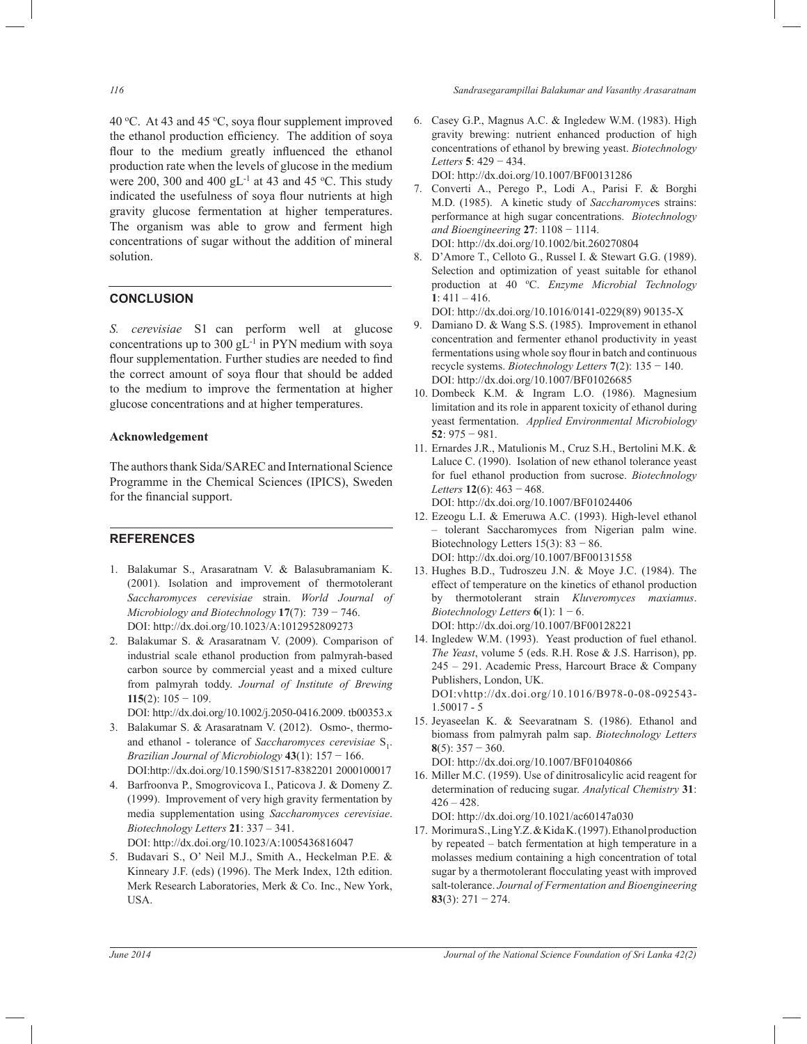40 °C. At 43 and 45 °C, soya flour supplement improved the ethanol production efficiency. The addition of soya flour to the medium greatly influenced the ethanol production rate when the levels of glucose in the medium were 200, 300 and 400 $gL^{-1}$ at 43 and 45 °C. This study indicated the usefulness of soya flour nutrients at high gravity glucose fermentation at higher temperatures. The organism was able to grow and ferment high concentrations of sugar without the addition of mineral solution.

## CONCLUSION

*S. cerevisiae* S1 can perform well at glucose concentrations up to 300 $gL^{-1}$ in PYN medium with soya flour supplementation. Further studies are needed to find the correct amount of soya flour that should be added to the medium to improve the fermentation at higher glucose concentrations and at higher temperatures.

### Acknowledgement

The authors thank Sida/SAREC and International Science Programme in the Chemical Sciences (IPICS), Sweden for the financial support.

## REFERENCES

1. Balakumar S., Arasaratnam V. & Balasubramaniam K. (2001). Isolation and improvement of thermotolerant *Saccharomyces cerevisiae* strain. *World Journal of Microbiology and Biotechnology* **17**(7): 739 − 746. DOI: http://dx.doi.org/10.1023/A:1012952809273
2. Balakumar S. & Arasaratnam V. (2009). Comparison of industrial scale ethanol production from palmyrah-based carbon source by commercial yeast and a mixed culture from palmyrah toddy. *Journal of Institute of Brewing* **115**(2): 105 − 109. DOI: http://dx.doi.org/10.1002/j.2050-0416.2009. tb00353.x
3. Balakumar S. & Arasaratnam V. (2012). Osmo-, thermo- and ethanol - tolerance of *Saccharomyces cerevisiae* $S_1$. *Brazilian Journal of Microbiology* **43**(1): 157 − 166. DOI:http://dx.doi.org/10.1590/S1517-8382201 2000100017
4. Barfroonva P., Smogrovicova I., Paticova J. & Domeny Z. (1999). Improvement of very high gravity fermentation by media supplementation using *Saccharomyces cerevisiae*. *Biotechnology Letters* **21**: 337 – 341. DOI: http://dx.doi.org/10.1023/A:1005436816047
5. Budavari S., O' Neil M.J., Smith A., Heckelman P.E. & Kinneary J.F. (eds) (1996). The Merk Index, 12th edition. Merk Research Laboratories, Merk & Co. Inc., New York, USA.
6. Casey G.P., Magnus A.C. & Ingledew W.M. (1983). High gravity brewing: nutrient enhanced production of high concentrations of ethanol by brewing yeast. *Biotechnology Letters* **5**: 429 − 434. DOI: http://dx.doi.org/10.1007/BF00131286
7. Converti A., Perego P., Lodi A., Parisi F. & Borghi M.D. (1985). A kinetic study of *Saccharomyce*s strains: performance at high sugar concentrations. *Biotechnology and Bioengineering* **27**: 1108 − 1114. DOI: http://dx.doi.org/10.1002/bit.260270804
8. D'Amore T., Celloto G., Russel I. & Stewart G.G. (1989). Selection and optimization of yeast suitable for ethanol production at 40 °C. *Enzyme Microbial Technology* **1**: 411 – 416. DOI: http://dx.doi.org/10.1016/0141-0229(89) 90135-X
9. Damiano D. & Wang S.S. (1985). Improvement in ethanol concentration and fermenter ethanol productivity in yeast fermentations using whole soy flour in batch and continuous recycle systems. *Biotechnology Letters* **7**(2): 135 − 140. DOI: http://dx.doi.org/10.1007/BF01026685
10. Dombeck K.M. & Ingram L.O. (1986). Magnesium limitation and its role in apparent toxicity of ethanol during yeast fermentation. *Applied Environmental Microbiology* **52**: 975 − 981.
11. Ernardes J.R., Matulionis M., Cruz S.H., Bertolini M.K. & Laluce C. (1990). Isolation of new ethanol tolerance yeast for fuel ethanol production from sucrose. *Biotechnology Letters* **12**(6): 463 − 468. DOI: http://dx.doi.org/10.1007/BF01024406
12. Ezeogu L.I. & Emeruwa A.C. (1993). High-level ethanol – tolerant Saccharomyces from Nigerian palm wine. Biotechnology Letters 15(3): 83 − 86. DOI: http://dx.doi.org/10.1007/BF00131558
13. Hughes B.D., Tudroszeu J.N. & Moye J.C. (1984). The effect of temperature on the kinetics of ethanol production by thermotolerant strain *Kluveromyces maxiamus*. *Biotechnology Letters* **6**(1): 1 − 6. DOI: http://dx.doi.org/10.1007/BF00128221
14. Ingledew W.M. (1993). Yeast production of fuel ethanol. *The Yeast*, volume 5 (eds. R.H. Rose & J.S. Harrison), pp. 245 – 291. Academic Press, Harcourt Brace & Company Publishers, London, UK. DOI:vhttp://dx.doi.org/10.1016/B978-0-08-092543-1.50017 - 5
15. Jeyaseelan K. & Seevaratnam S. (1986). Ethanol and biomass from palmyrah palm sap. *Biotechnology Letters* **8**(5): 357 − 360. DOI: http://dx.doi.org/10.1007/BF01040866
16. Miller M.C. (1959). Use of dinitrosalicylic acid reagent for determination of reducing sugar. *Analytical Chemistry* **31**: 426 – 428. DOI: http://dx.doi.org/10.1021/ac60147a030
17. Morimura S., Ling Y.Z. & Kida K. (1997). Ethanol production by repeated – batch fermentation at high temperature in a molasses medium containing a high concentration of total sugar by a thermotolerant flocculating yeast with improved salt-tolerance. *Journal of Fermentation and Bioengineering* **83**(3): 271 − 274.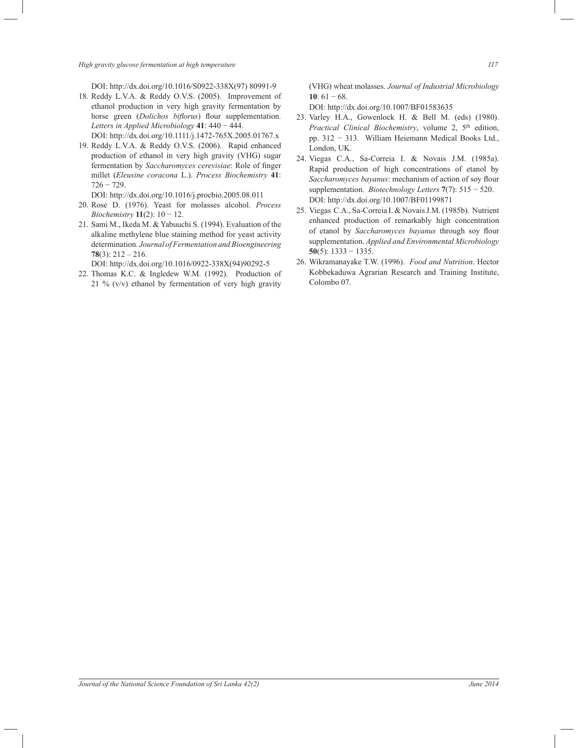DOI: http://dx.doi.org/10.1016/S0922-338X(97) 80991-9

18. Reddy L.V.A. & Reddy O.V.S. (2005). Improvement of ethanol production in very high gravity fermentation by horse green (*Dolichos biflorus*) flour supplementation. *Letters in Applied Microbiology* **41**: 440 − 444.
DOI: http://dx.doi.org/10.1111/j.1472-765X.2005.01767.x

19. Reddy L.V.A. & Reddy O.V.S. (2006). Rapid enhanced production of ethanol in very high gravity (VHG) sugar fermentation by *Saccharomyces cerevisiae*: Role of finger millet (*Eleusine coracona* L.). *Process Biochemistry* **41**: 726 − 729.
DOI: http://dx.doi.org/10.1016/j.procbio.2005.08.011

20. Rose D. (1976). Yeast for molasses alcohol. *Process Biochemistry* **11**(2): 10 − 12.

21. Sami M., Ikeda M. & Yabuuchi S. (1994). Evaluation of the alkaline methylene blue staining method for yeast activity determination. *Journal of Fermentation and Bioengineering* **78**(3): 212 – 216.
DOI: http://dx.doi.org/10.1016/0922-338X(94)90292-5

22. Thomas K.C. & Ingledew W.M. (1992). Production of 21 % (v/v) ethanol by fermentation of very high gravity (VHG) wheat molasses. *Journal of Industrial Microbiology* **10**: 61 − 68.
DOI: http://dx.doi.org/10.1007/BF01583635

23. Varley H.A., Gowenlock H. & Bell M. (eds) (1980). *Practical Clinical Biochemistry*, volume 2, 5th edition, pp. 312 − 313. William Heiemann Medical Books Ltd., London, UK.

24. Viegas C.A., Sa-Correia I. & Novais J.M. (1985a). Rapid production of high concentrations of etanol by *Saccharomyces bayanus*: mechanism of action of soy flour supplementation. *Biotechnology Letters* **7**(7): 515 − 520.
DOI: http://dx.doi.org/10.1007/BF01199871

25. Viegas C.A., Sa-Correia I. & Novais J.M. (1985b). Nutrient enhanced production of remarkably high concentration of etanol by *Saccharomyces bayanus* through soy flour supplementation. *Applied and Environmental Microbiology* **50**(5): 1333 − 1335.

26. Wikramanayake T.W. (1996). *Food and Nutrition*. Hector Kobbekaduwa Agrarian Research and Training Institute, Colombo 07.